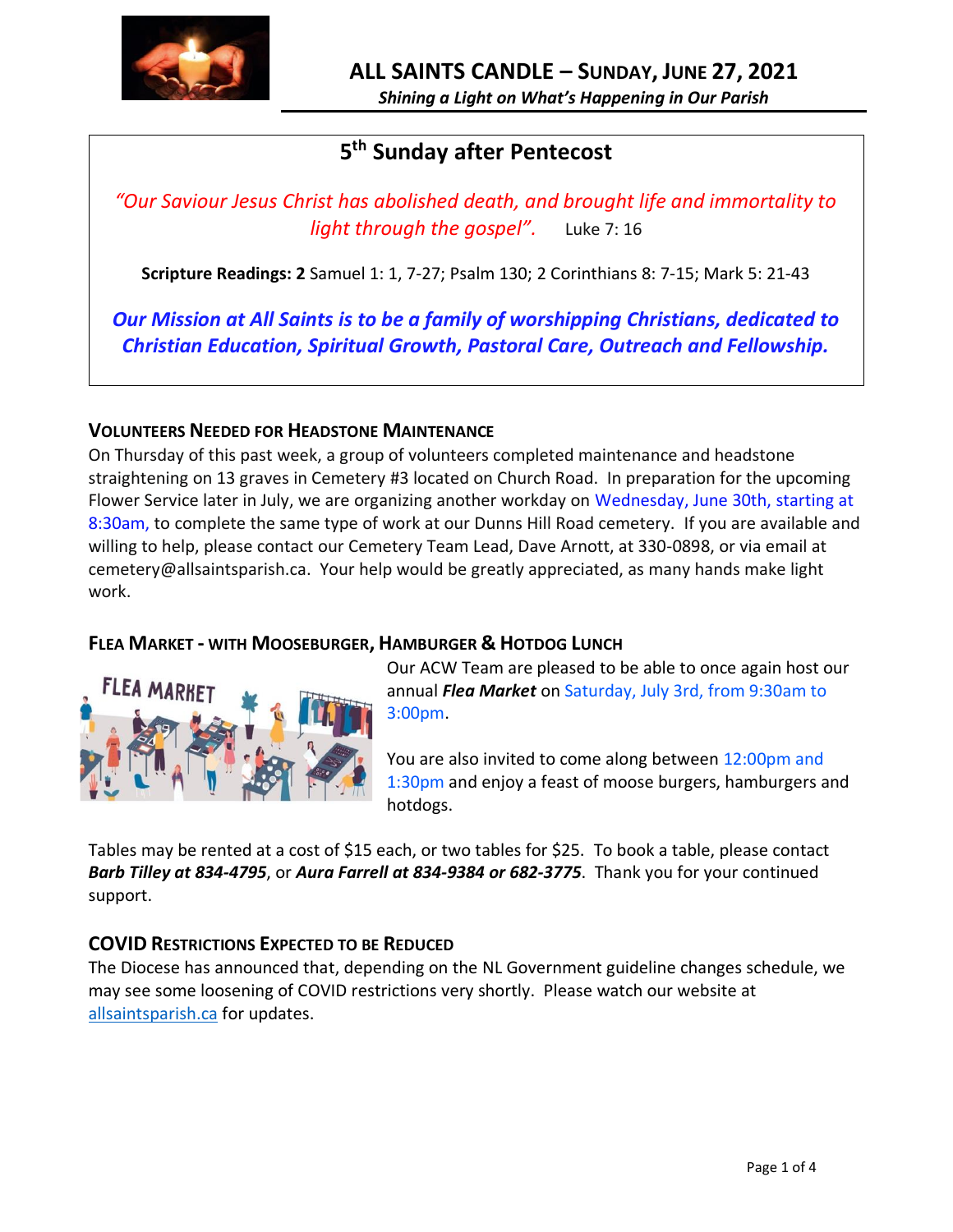# ALL SAINTS CANDLE – SUNDAY, JUNE 27, 2021

*Shining a Light on What's Happening in Our Parish*

## 5th Sunday after Pentecost

*"Our Saviour Jesus Christ has abolished death, and brought life and immortality to light through the gospel".* Luke 7: 16

**Scripture Readings: 2** Samuel 1: 1, 7-27; Psalm 130; 2 Corinthians 8: 7-15; Mark 5: 21-43

***Our Mission at All Saints is to be a family of worshipping Christians, dedicated to Christian Education, Spiritual Growth, Pastoral Care, Outreach and Fellowship.***

### VOLUNTEERS NEEDED FOR HEADSTONE MAINTENANCE

On Thursday of this past week, a group of volunteers completed maintenance and headstone straightening on 13 graves in Cemetery #3 located on Church Road. In preparation for the upcoming Flower Service later in July, we are organizing another workday on Wednesday, June 30th, starting at 8:30am, to complete the same type of work at our Dunns Hill Road cemetery. If you are available and willing to help, please contact our Cemetery Team Lead, Dave Arnott, at 330-0898, or via email at cemetery@allsaintsparish.ca. Your help would be greatly appreciated, as many hands make light work.

### FLEA MARKET - WITH MOOSEBURGER, HAMBURGER & HOTDOG LUNCH

Our ACW Team are pleased to be able to once again host our annual ***Flea Market*** on Saturday, July 3rd, from 9:30am to 3:00pm.

You are also invited to come along between 12:00pm and 1:30pm and enjoy a feast of moose burgers, hamburgers and hotdogs.

Tables may be rented at a cost of $15 each, or two tables for $25. To book a table, please contact ***Barb Tilley at 834-4795***, or ***Aura Farrell at 834-9384 or 682-3775***. Thank you for your continued support.

### COVID RESTRICTIONS EXPECTED TO BE REDUCED

The Diocese has announced that, depending on the NL Government guideline changes schedule, we may see some loosening of COVID restrictions very shortly. Please watch our website at allsaintsparish.ca for updates.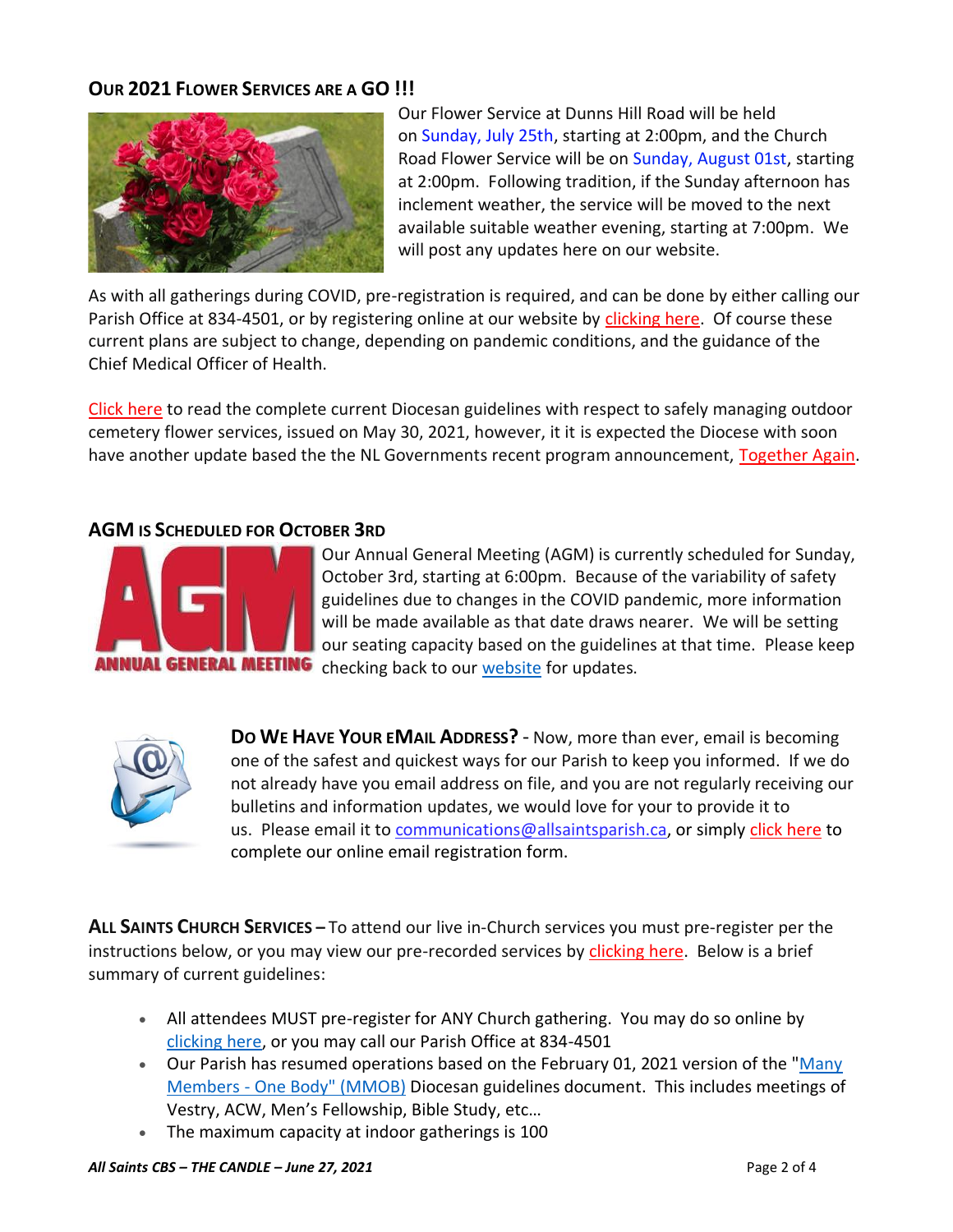## OUR 2021 FLOWER SERVICES ARE A GO !!!

Our Flower Service at Dunns Hill Road will be held on Sunday, July 25th, starting at 2:00pm, and the Church Road Flower Service will be on Sunday, August 01st, starting at 2:00pm. Following tradition, if the Sunday afternoon has inclement weather, the service will be moved to the next available suitable weather evening, starting at 7:00pm. We will post any updates here on our website.

As with all gatherings during COVID, pre-registration is required, and can be done by either calling our Parish Office at 834-4501, or by registering online at our website by clicking here. Of course these current plans are subject to change, depending on pandemic conditions, and the guidance of the Chief Medical Officer of Health.

Click here to read the complete current Diocesan guidelines with respect to safely managing outdoor cemetery flower services, issued on May 30, 2021, however, it it is expected the Diocese with soon have another update based the the NL Governments recent program announcement, Together Again.

## AGM IS SCHEDULED FOR OCTOBER 3RD

Our Annual General Meeting (AGM) is currently scheduled for Sunday, October 3rd, starting at 6:00pm. Because of the variability of safety guidelines due to changes in the COVID pandemic, more information will be made available as that date draws nearer. We will be setting our seating capacity based on the guidelines at that time. Please keep checking back to our website for updates.

**DO WE HAVE YOUR EMAIL ADDRESS?** - Now, more than ever, email is becoming one of the safest and quickest ways for our Parish to keep you informed. If we do not already have you email address on file, and you are not regularly receiving our bulletins and information updates, we would love for your to provide it to us. Please email it to communications@allsaintsparish.ca, or simply click here to complete our online email registration form.

**ALL SAINTS CHURCH SERVICES –** To attend our live in-Church services you must pre-register per the instructions below, or you may view our pre-recorded services by clicking here. Below is a brief summary of current guidelines:

- All attendees MUST pre-register for ANY Church gathering. You may do so online by clicking here, or you may call our Parish Office at 834-4501
- Our Parish has resumed operations based on the February 01, 2021 version of the "Many Members - One Body" (MMOB) Diocesan guidelines document. This includes meetings of Vestry, ACW, Men's Fellowship, Bible Study, etc…
- The maximum capacity at indoor gatherings is 100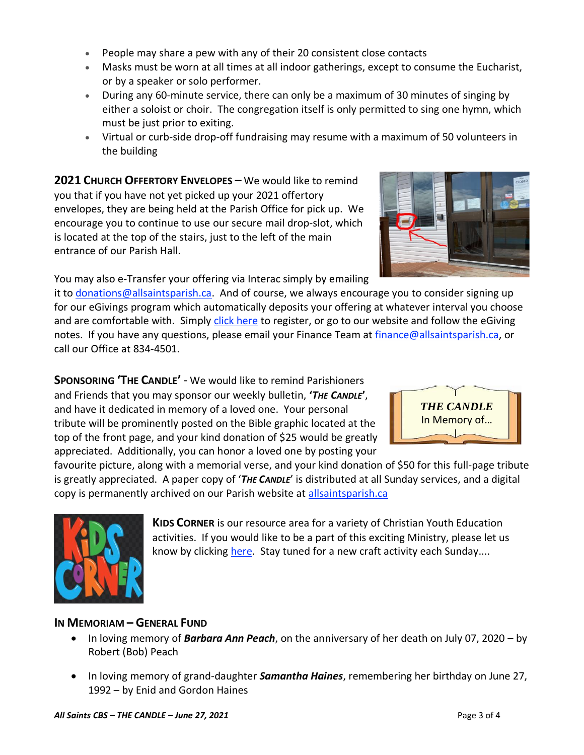- People may share a pew with any of their 20 consistent close contacts
- Masks must be worn at all times at all indoor gatherings, except to consume the Eucharist, or by a speaker or solo performer.
- During any 60-minute service, there can only be a maximum of 30 minutes of singing by either a soloist or choir. The congregation itself is only permitted to sing one hymn, which must be just prior to exiting.
- Virtual or curb-side drop-off fundraising may resume with a maximum of 50 volunteers in the building

**2021 CHURCH OFFERTORY ENVELOPES** – We would like to remind you that if you have not yet picked up your 2021 offertory envelopes, they are being held at the Parish Office for pick up. We encourage you to continue to use our secure mail drop-slot, which is located at the top of the stairs, just to the left of the main entrance of our Parish Hall.

You may also e-Transfer your offering via Interac simply by emailing it to donations@allsaintsparish.ca. And of course, we always encourage you to consider signing up for our eGivings program which automatically deposits your offering at whatever interval you choose and are comfortable with. Simply click here to register, or go to our website and follow the eGiving notes. If you have any questions, please email your Finance Team at finance@allsaintsparish.ca, or call our Office at 834-4501.

**SPONSORING 'THE CANDLE'** - We would like to remind Parishioners and Friends that you may sponsor our weekly bulletin, ***'THE CANDLE'***, and have it dedicated in memory of a loved one. Your personal tribute will be prominently posted on the Bible graphic located at the top of the front page, and your kind donation of $25 would be greatly appreciated. Additionally, you can honor a loved one by posting your favourite picture, along with a memorial verse, and your kind donation of $50 for this full-page tribute is greatly appreciated. A paper copy of '***THE CANDLE***' is distributed at all Sunday services, and a digital copy is permanently archived on our Parish website at allsaintsparish.ca

***THE CANDLE***
In Memory of...

**KIDS CORNER** is our resource area for a variety of Christian Youth Education activities. If you would like to be a part of this exciting Ministry, please let us know by clicking here. Stay tuned for a new craft activity each Sunday....

**IN MEMORIAM – GENERAL FUND**

- In loving memory of ***Barbara Ann Peach***, on the anniversary of her death on July 07, 2020 – by Robert (Bob) Peach

- In loving memory of grand-daughter ***Samantha Haines***, remembering her birthday on June 27, 1992 – by Enid and Gordon Haines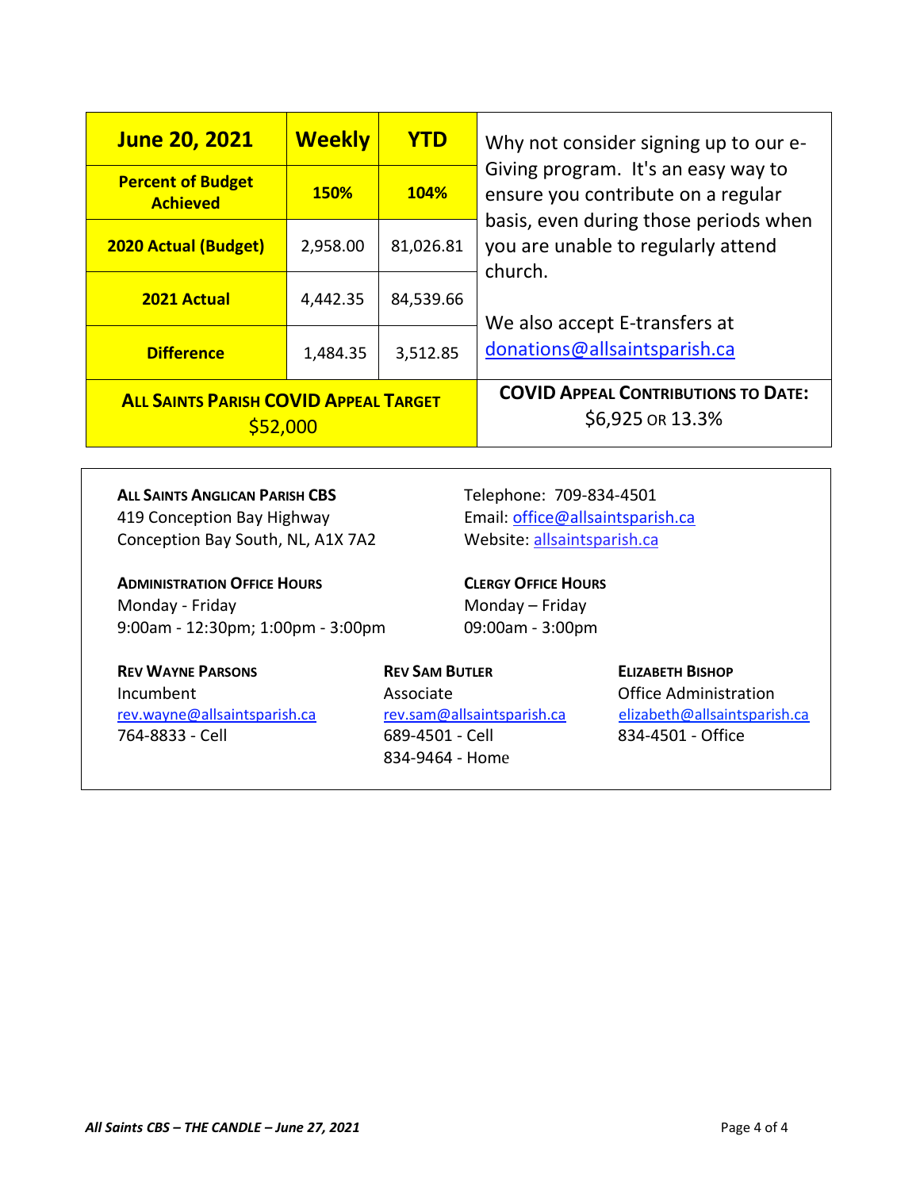| June 20, 2021 | Weekly | YTD |
|---|---|---|
| **Percent of Budget Achieved** | **150%** | **104%** |
| **2020 Actual (Budget)** | 2,958.00 | 81,026.81 |
| **2021 Actual** | 4,442.35 | 84,539.66 |
| **Difference** | 1,484.35 | 3,512.85 |

Why not consider signing up to our e-Giving program. It's an easy way to ensure you contribute on a regular basis, even during those periods when you are unable to regularly attend church.

We also accept E-transfers at donations@allsaintsparish.ca

**ALL SAINTS PARISH COVID APPEAL TARGET**
$52,000

**COVID APPEAL CONTRIBUTIONS TO DATE:**
$6,925 OR 13.3%

**ALL SAINTS ANGLICAN PARISH CBS**
419 Conception Bay Highway
Conception Bay South, NL, A1X 7A2

Telephone: 709-834-4501
Email: office@allsaintsparish.ca
Website: allsaintsparish.ca

**ADMINISTRATION OFFICE HOURS**
Monday - Friday
9:00am - 12:30pm; 1:00pm - 3:00pm

**CLERGY OFFICE HOURS**
Monday – Friday
09:00am - 3:00pm

**REV WAYNE PARSONS**
Incumbent
rev.wayne@allsaintsparish.ca
764-8833 - Cell

**REV SAM BUTLER**
Associate
rev.sam@allsaintsparish.ca
689-4501 - Cell
834-9464 - Home

**ELIZABETH BISHOP**
Office Administration
elizabeth@allsaintsparish.ca
834-4501 - Office